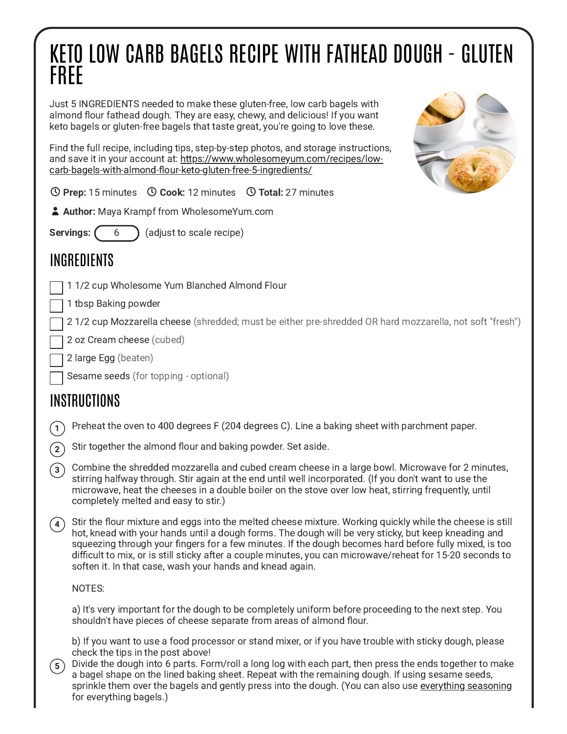# KETO LOW CARB BAGELS RECIPE WITH FATHEAD DOUGH - GLUTEN FREE

Just 5 INGREDIENTS needed to make these gluten-free, low carb bagels with almond flour fathead dough. They are easy, chewy, and delicious! If you want keto bagels or gluten-free bagels that taste great, you're going to love these.

Find the full recipe, including tips, step-by-step photos, and storage instructions, and save it in your account at: https://www.wholesomeyum.com/recipes/low-carb-bagels-with-almond-flour-keto-gluten-free-5-ingredients/

**Prep:** 15 minutes **Cook:** 12 minutes **Total:** 27 minutes

**Author:** Maya Krampf from WholesomeYum.com

**Servings:** 6 (adjust to scale recipe)

## INGREDIENTS

- [ ] 1 1/2 cup Wholesome Yum Blanched Almond Flour
- [ ] 1 tbsp Baking powder
- [ ] 2 1/2 cup Mozzarella cheese (shredded; must be either pre-shredded OR hard mozzarella, not soft "fresh")
- [ ] 2 oz Cream cheese (cubed)
- [ ] 2 large Egg (beaten)
- [ ] Sesame seeds (for topping - optional)

## INSTRUCTIONS

1. Preheat the oven to 400 degrees F (204 degrees C). Line a baking sheet with parchment paper.
2. Stir together the almond flour and baking powder. Set aside.
3. Combine the shredded mozzarella and cubed cream cheese in a large bowl. Microwave for 2 minutes, stirring halfway through. Stir again at the end until well incorporated. (If you don't want to use the microwave, heat the cheeses in a double boiler on the stove over low heat, stirring frequently, until completely melted and easy to stir.)
4. Stir the flour mixture and eggs into the melted cheese mixture. Working quickly while the cheese is still hot, knead with your hands until a dough forms. The dough will be very sticky, but keep kneading and squeezing through your fingers for a few minutes. If the dough becomes hard before fully mixed, is too difficult to mix, or is still sticky after a couple minutes, you can microwave/reheat for 15-20 seconds to soften it. In that case, wash your hands and knead again.

   NOTES:

   a) It's very important for the dough to be completely uniform before proceeding to the next step. You shouldn't have pieces of cheese separate from areas of almond flour.

   b) If you want to use a food processor or stand mixer, or if you have trouble with sticky dough, please check the tips in the post above!
5. Divide the dough into 6 parts. Form/roll a long log with each part, then press the ends together to make a bagel shape on the lined baking sheet. Repeat with the remaining dough. If using sesame seeds, sprinkle them over the bagels and gently press into the dough. (You can also use everything seasoning for everything bagels.)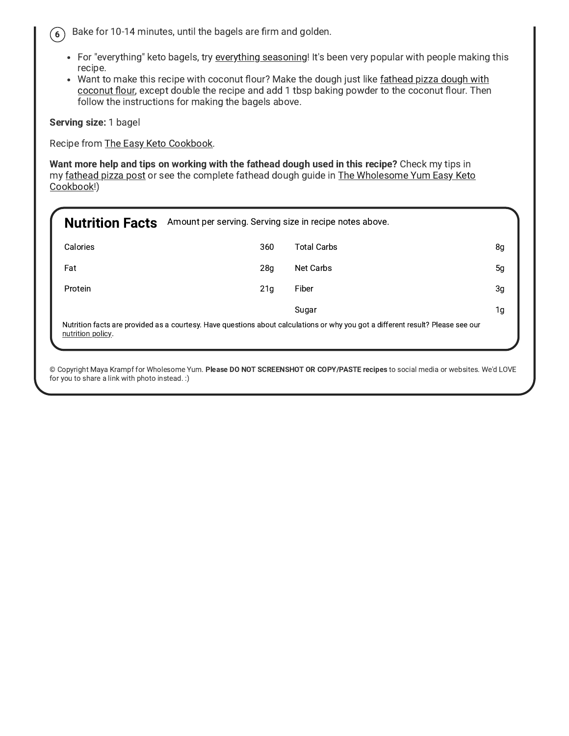6. Bake for 10-14 minutes, until the bagels are firm and golden.

- For "everything" keto bagels, try everything seasoning! It's been very popular with people making this recipe.
- Want to make this recipe with coconut flour? Make the dough just like fathead pizza dough with coconut flour, except double the recipe and add 1 tbsp baking powder to the coconut flour. Then follow the instructions for making the bagels above.

**Serving size:** 1 bagel

Recipe from The Easy Keto Cookbook.

**Want more help and tips on working with the fathead dough used in this recipe?** Check my tips in my fathead pizza post or see the complete fathead dough guide in The Wholesome Yum Easy Keto Cookbook!)

## Nutrition Facts

Amount per serving. Serving size in recipe notes above.

| | | | |
|---|---|---|---|
| Calories | 360 | Total Carbs | 8g |
| Fat | 28g | Net Carbs | 5g |
| Protein | 21g | Fiber | 3g |
| | | Sugar | 1g |

Nutrition facts are provided as a courtesy. Have questions about calculations or why you got a different result? Please see our nutrition policy.

© Copyright Maya Krampf for Wholesome Yum. **Please DO NOT SCREENSHOT OR COPY/PASTE recipes** to social media or websites. We'd LOVE for you to share a link with photo instead. :)